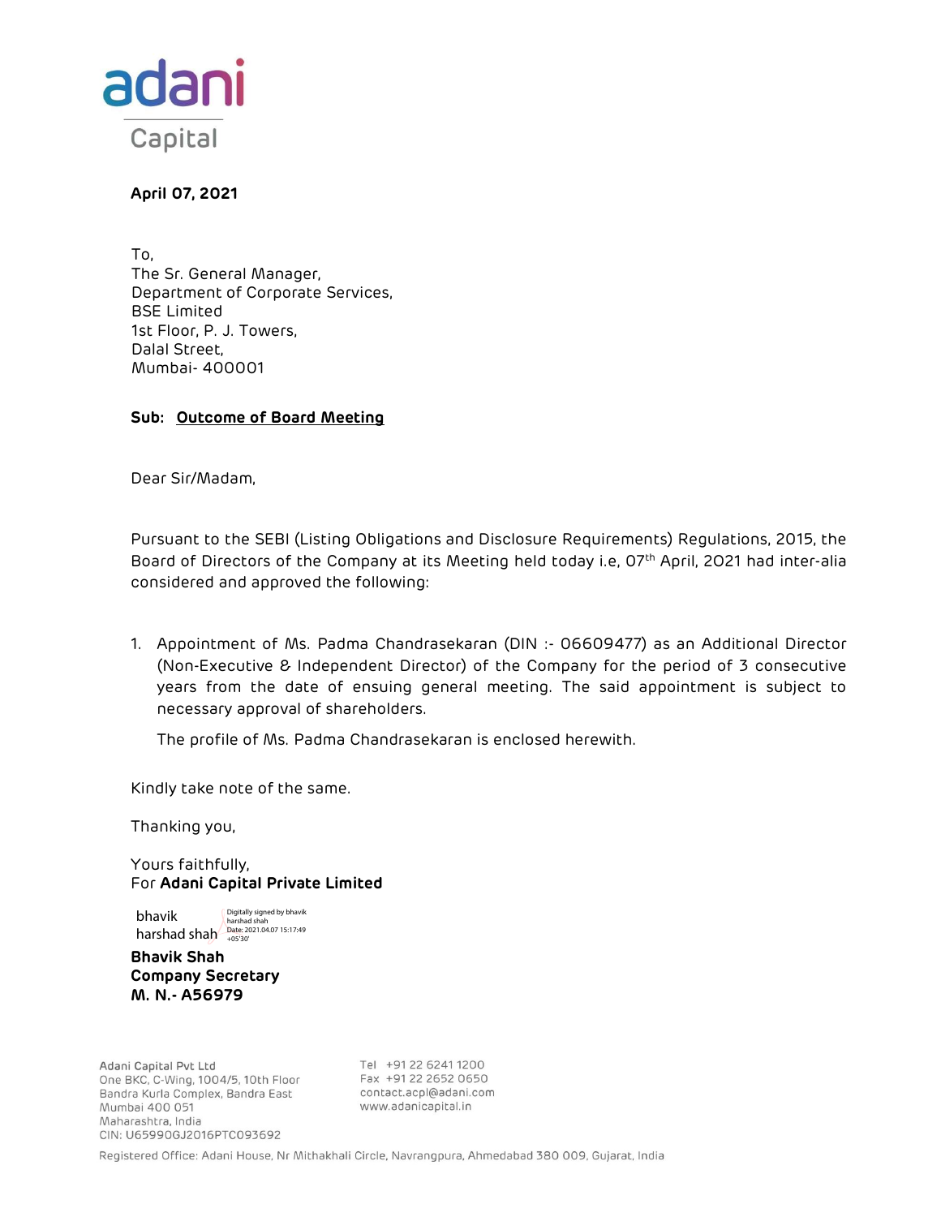adani
Capital

**April 07, 2021**

To,
The Sr. General Manager,
Department of Corporate Services,
BSE Limited
1st Floor, P. J. Towers,
Dalal Street,
Mumbai- 400001

**Sub: Outcome of Board Meeting**

Dear Sir/Madam,

Pursuant to the SEBI (Listing Obligations and Disclosure Requirements) Regulations, 2015, the Board of Directors of the Company at its Meeting held today i.e, 07th April, 2021 had inter-alia considered and approved the following:

1. Appointment of Ms. Padma Chandrasekaran (DIN :- 06609477) as an Additional Director (Non-Executive & Independent Director) of the Company for the period of 3 consecutive years from the date of ensuing general meeting. The said appointment is subject to necessary approval of shareholders.

   The profile of Ms. Padma Chandrasekaran is enclosed herewith.

Kindly take note of the same.

Thanking you,

Yours faithfully,
For **Adani Capital Private Limited**

bhavik harshad shah
Digitally signed by bhavik harshad shah
Date: 2021.04.07 15:17:49 +05'30'

**Bhavik Shah**
**Company Secretary**
**M. N.- A56979**

Adani Capital Pvt Ltd
One BKC, C-Wing, 1004/5, 10th Floor
Bandra Kurla Complex, Bandra East
Mumbai 400 051
Maharashtra, India
CIN: U65990GJ2016PTC093692

Tel +91 22 6241 1200
Fax +91 22 2652 0650
contact.acpl@adani.com
www.adanicapital.in

Registered Office: Adani House, Nr Mithakhali Circle, Navrangpura, Ahmedabad 380 009, Gujarat, India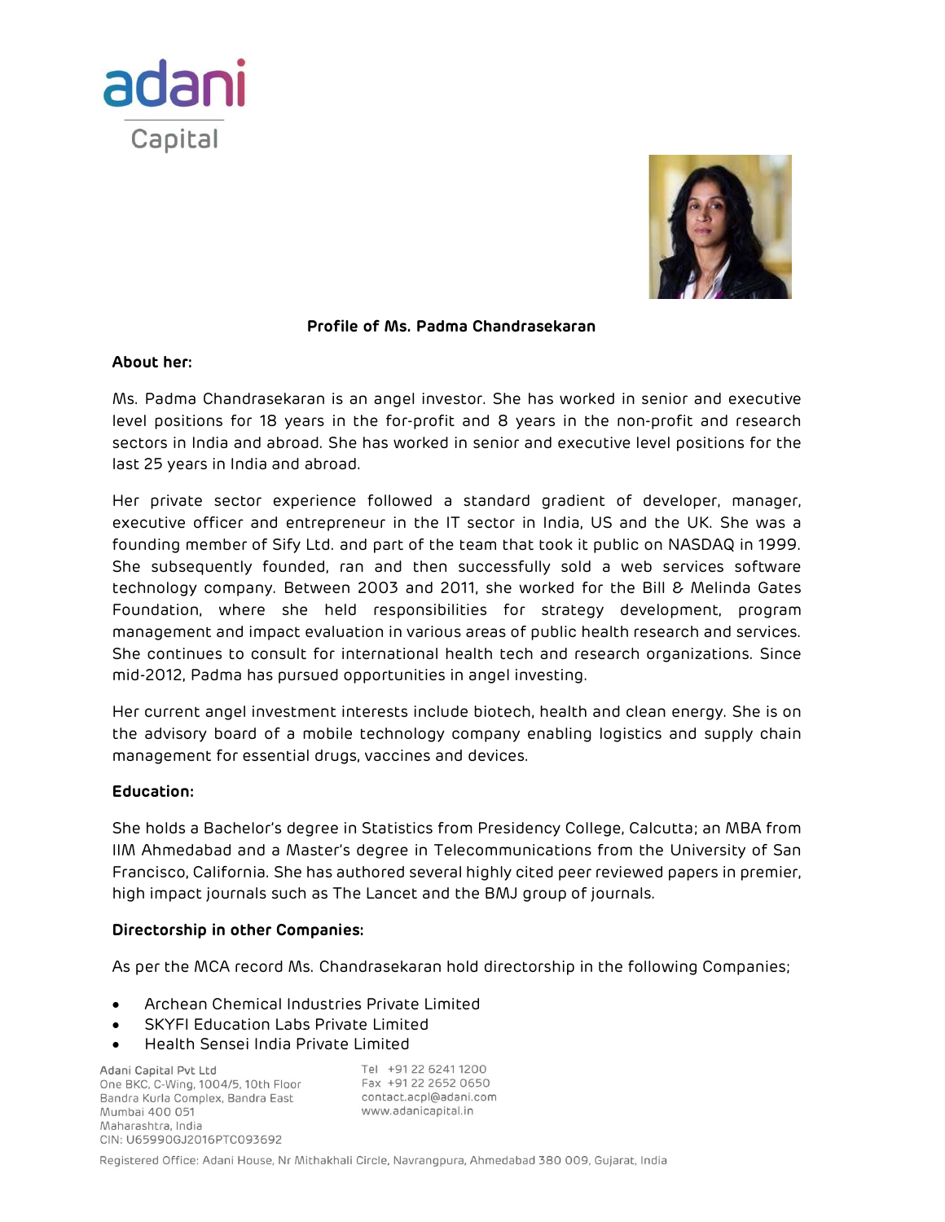## Profile of Ms. Padma Chandrasekaran

**About her:**

Ms. Padma Chandrasekaran is an angel investor. She has worked in senior and executive level positions for 18 years in the for-profit and 8 years in the non-profit and research sectors in India and abroad. She has worked in senior and executive level positions for the last 25 years in India and abroad.

Her private sector experience followed a standard gradient of developer, manager, executive officer and entrepreneur in the IT sector in India, US and the UK. She was a founding member of Sify Ltd. and part of the team that took it public on NASDAQ in 1999. She subsequently founded, ran and then successfully sold a web services software technology company. Between 2003 and 2011, she worked for the Bill & Melinda Gates Foundation, where she held responsibilities for strategy development, program management and impact evaluation in various areas of public health research and services. She continues to consult for international health tech and research organizations. Since mid-2012, Padma has pursued opportunities in angel investing.

Her current angel investment interests include biotech, health and clean energy. She is on the advisory board of a mobile technology company enabling logistics and supply chain management for essential drugs, vaccines and devices.

**Education:**

She holds a Bachelor's degree in Statistics from Presidency College, Calcutta; an MBA from IIM Ahmedabad and a Master's degree in Telecommunications from the University of San Francisco, California. She has authored several highly cited peer reviewed papers in premier, high impact journals such as The Lancet and the BMJ group of journals.

**Directorship in other Companies:**

As per the MCA record Ms. Chandrasekaran hold directorship in the following Companies;

- Archean Chemical Industries Private Limited
- SKYFI Education Labs Private Limited
- Health Sensei India Private Limited